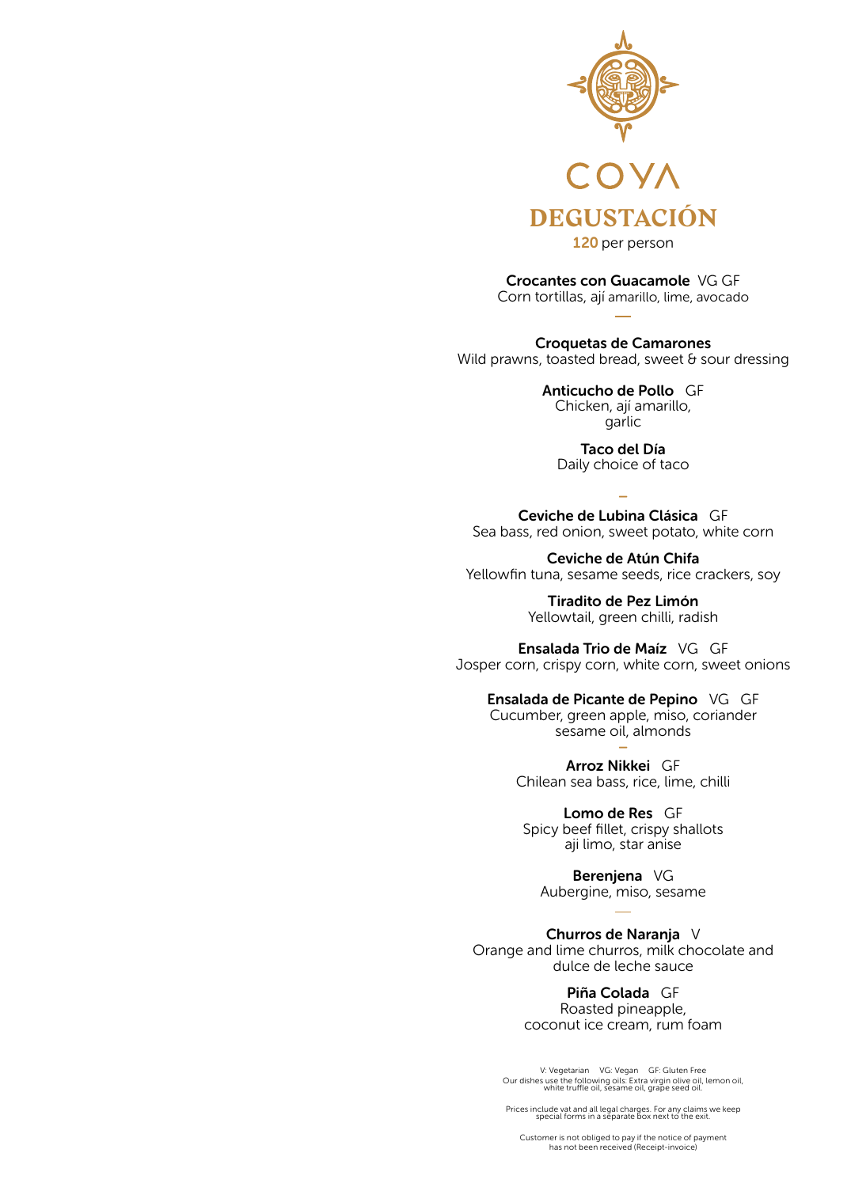# COYA

## DEGUSTACIÓN

**120** per person

**Crocantes con Guacamole** VG GF
Corn tortillas, ají amarillo, lime, avocado

—

**Croquetas de Camarones**
Wild prawns, toasted bread, sweet & sour dressing

**Anticucho de Pollo** GF
Chicken, ají amarillo,
garlic

**Taco del Día**
Daily choice of taco

–

**Ceviche de Lubina Clásica** GF
Sea bass, red onion, sweet potato, white corn

**Ceviche de Atún Chifa**
Yellowfin tuna, sesame seeds, rice crackers, soy

**Tiradito de Pez Limón**
Yellowtail, green chilli, radish

**Ensalada Trio de Maíz** VG GF
Josper corn, crispy corn, white corn, sweet onions

**Ensalada de Picante de Pepino** VG GF
Cucumber, green apple, miso, coriander
sesame oil, almonds

–

**Arroz Nikkei** GF
Chilean sea bass, rice, lime, chilli

**Lomo de Res** GF
Spicy beef fillet, crispy shallots
aji limo, star anise

**Berenjena** VG
Aubergine, miso, sesame

—

**Churros de Naranja** V
Orange and lime churros, milk chocolate and
dulce de leche sauce

**Piña Colada** GF
Roasted pineapple,
coconut ice cream, rum foam

V: Vegetarian VG: Vegan GF: Gluten Free
Our dishes use the following oils: Extra virgin olive oil, lemon oil,
white truffle oil, sesame oil, grape seed oil.

Prices include vat and all legal charges. For any claims we keep
special forms in a separate box next to the exit.

Customer is not obliged to pay if the notice of payment
has not been received (Receipt-invoice)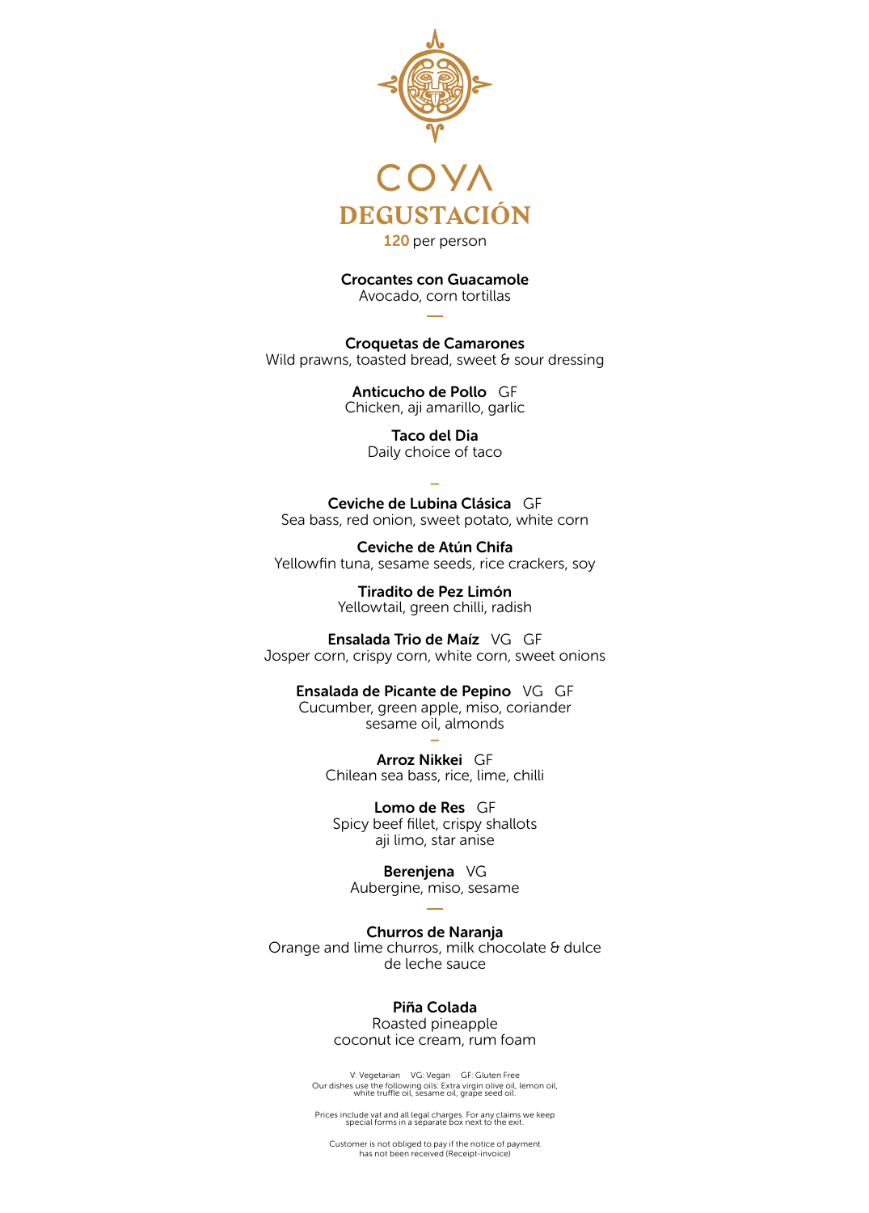# COYA

## DEGUSTACIÓN

**120** per person

**Crocantes con Guacamole**
Avocado, corn tortillas

—

**Croquetas de Camarones**
Wild prawns, toasted bread, sweet & sour dressing

**Anticucho de Pollo** GF
Chicken, aji amarillo, garlic

**Taco del Dia**
Daily choice of taco

—

**Ceviche de Lubina Clásica** GF
Sea bass, red onion, sweet potato, white corn

**Ceviche de Atún Chifa**
Yellowfin tuna, sesame seeds, rice crackers, soy

**Tiradito de Pez Limón**
Yellowtail, green chilli, radish

**Ensalada Trio de Maíz** VG GF
Josper corn, crispy corn, white corn, sweet onions

**Ensalada de Picante de Pepino** VG GF
Cucumber, green apple, miso, coriander
sesame oil, almonds

—

**Arroz Nikkei** GF
Chilean sea bass, rice, lime, chilli

**Lomo de Res** GF
Spicy beef fillet, crispy shallots
aji limo, star anise

**Berenjena** VG
Aubergine, miso, sesame

—

**Churros de Naranja**
Orange and lime churros, milk chocolate & dulce de leche sauce

**Piña Colada**
Roasted pineapple
coconut ice cream, rum foam

V: Vegetarian VG: Vegan GF: Gluten Free
Our dishes use the following oils: Extra virgin olive oil, lemon oil, white truffle oil, sesame oil, grape seed oil.

Prices include vat and all legal charges. For any claims we keep special forms in a separate box next to the exit.

Customer is not obliged to pay if the notice of payment has not been received (Receipt-invoice)